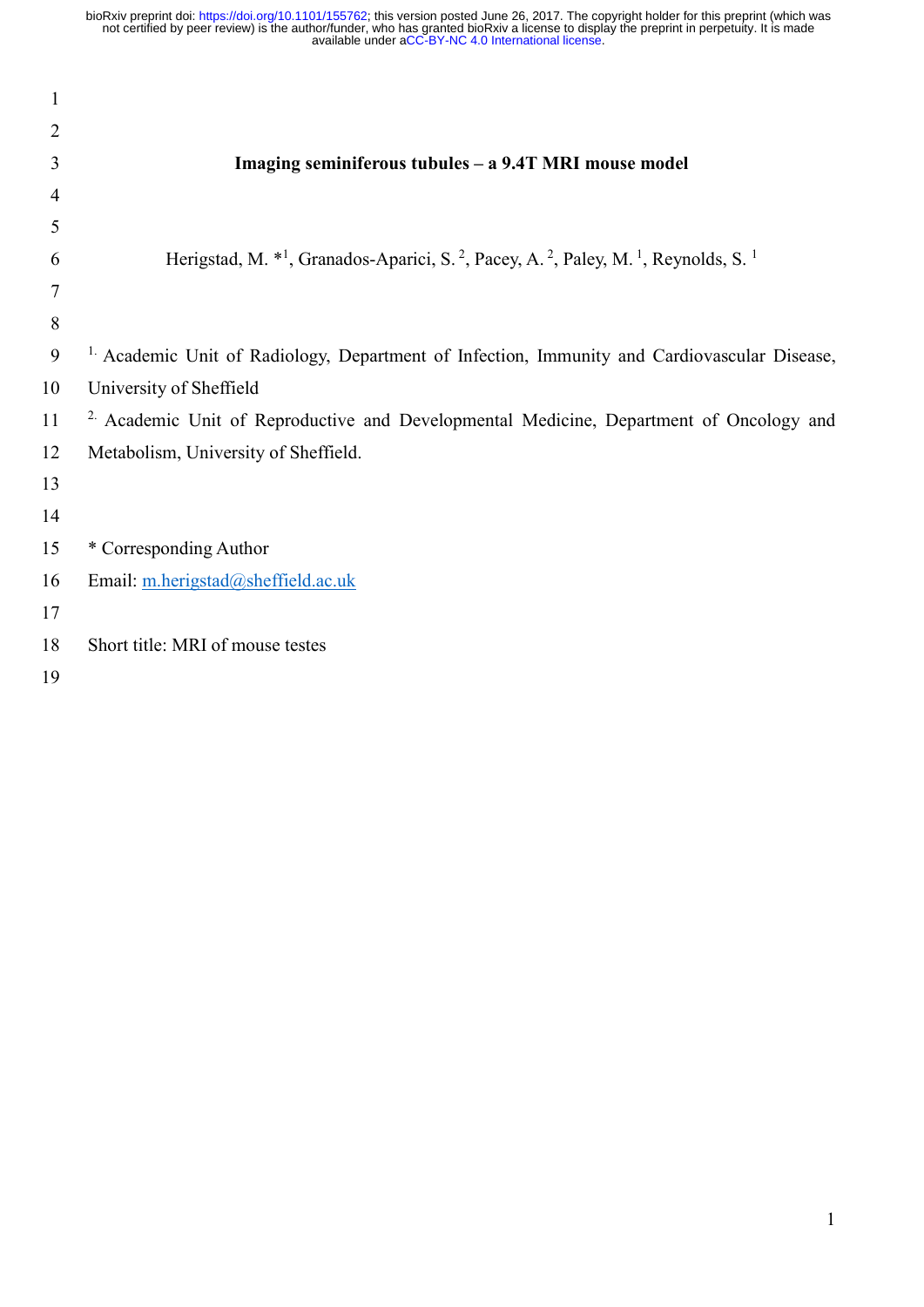# Imaging seminiferous tubules – a 9.4T MRI mouse model

Herigstad, M. *[1], Granados-Aparici, S. [2], Pacey, A. [2], Paley, M. [1], Reynolds, S. [1]

[1.] Academic Unit of Radiology, Department of Infection, Immunity and Cardiovascular Disease, University of Sheffield

[2.] Academic Unit of Reproductive and Developmental Medicine, Department of Oncology and Metabolism, University of Sheffield.

* Corresponding Author

Email: m.herigstad@sheffield.ac.uk

Short title: MRI of mouse testes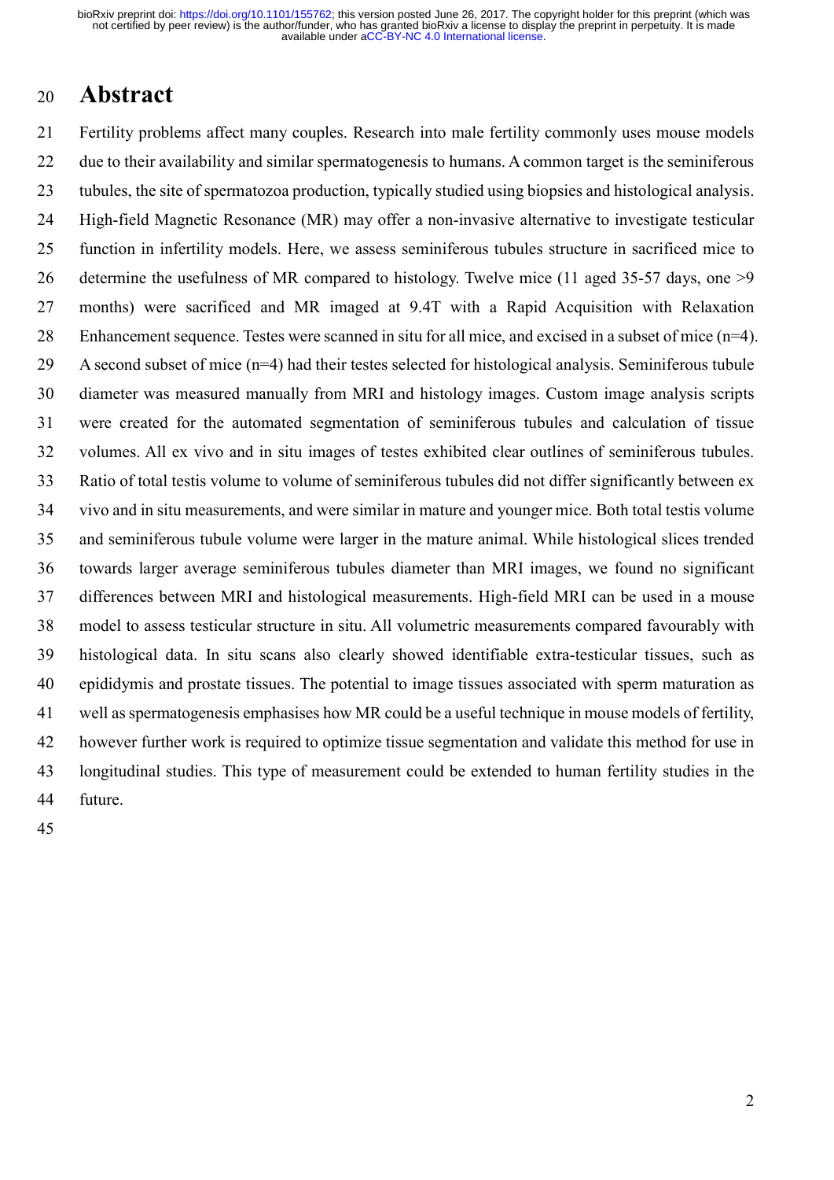# Abstract

Fertility problems affect many couples. Research into male fertility commonly uses mouse models due to their availability and similar spermatogenesis to humans. A common target is the seminiferous tubules, the site of spermatozoa production, typically studied using biopsies and histological analysis. High-field Magnetic Resonance (MR) may offer a non-invasive alternative to investigate testicular function in infertility models. Here, we assess seminiferous tubules structure in sacrificed mice to determine the usefulness of MR compared to histology. Twelve mice (11 aged 35-57 days, one >9 months) were sacrificed and MR imaged at 9.4T with a Rapid Acquisition with Relaxation Enhancement sequence. Testes were scanned in situ for all mice, and excised in a subset of mice (n=4). A second subset of mice (n=4) had their testes selected for histological analysis. Seminiferous tubule diameter was measured manually from MRI and histology images. Custom image analysis scripts were created for the automated segmentation of seminiferous tubules and calculation of tissue volumes. All ex vivo and in situ images of testes exhibited clear outlines of seminiferous tubules. Ratio of total testis volume to volume of seminiferous tubules did not differ significantly between ex vivo and in situ measurements, and were similar in mature and younger mice. Both total testis volume and seminiferous tubule volume were larger in the mature animal. While histological slices trended towards larger average seminiferous tubules diameter than MRI images, we found no significant differences between MRI and histological measurements. High-field MRI can be used in a mouse model to assess testicular structure in situ. All volumetric measurements compared favourably with histological data. In situ scans also clearly showed identifiable extra-testicular tissues, such as epididymis and prostate tissues. The potential to image tissues associated with sperm maturation as well as spermatogenesis emphasises how MR could be a useful technique in mouse models of fertility, however further work is required to optimize tissue segmentation and validate this method for use in longitudinal studies. This type of measurement could be extended to human fertility studies in the future.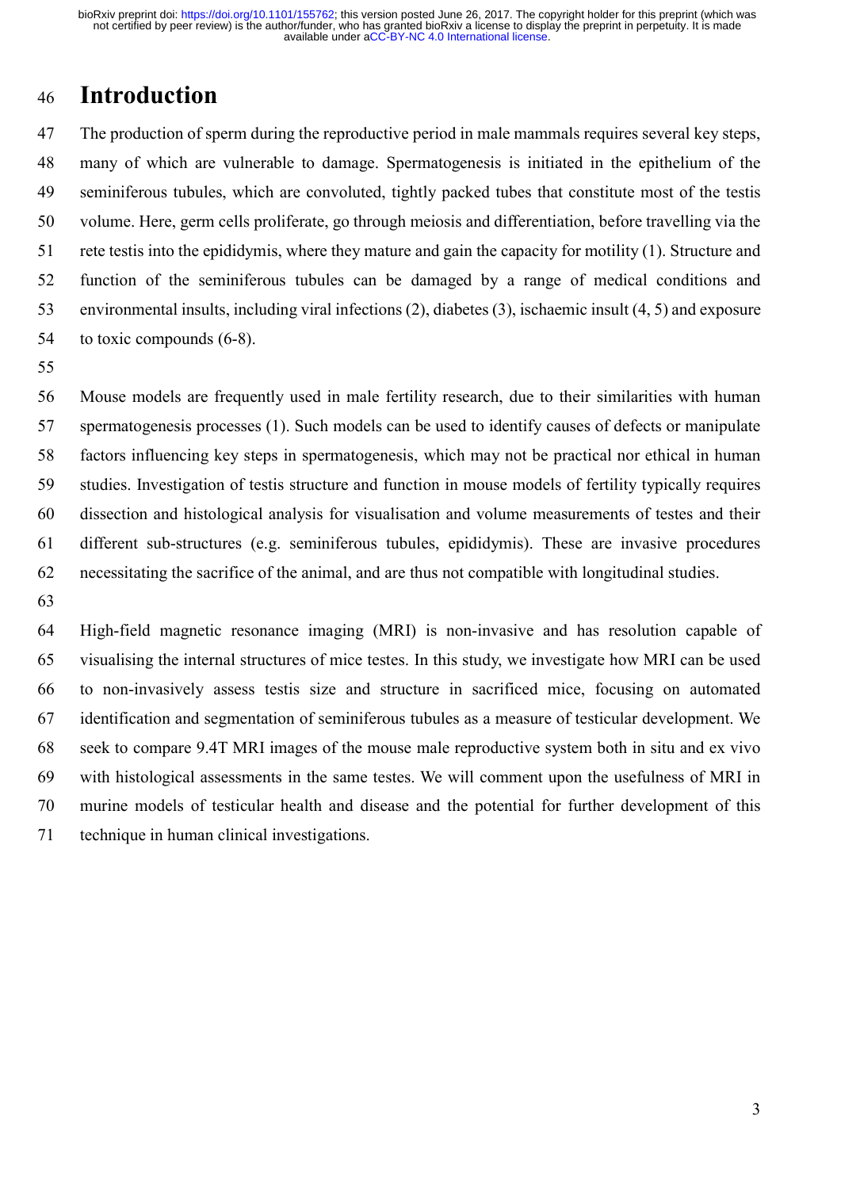# Introduction

The production of sperm during the reproductive period in male mammals requires several key steps, many of which are vulnerable to damage. Spermatogenesis is initiated in the epithelium of the seminiferous tubules, which are convoluted, tightly packed tubes that constitute most of the testis volume. Here, germ cells proliferate, go through meiosis and differentiation, before travelling via the rete testis into the epididymis, where they mature and gain the capacity for motility (1). Structure and function of the seminiferous tubules can be damaged by a range of medical conditions and environmental insults, including viral infections (2), diabetes (3), ischaemic insult (4, 5) and exposure to toxic compounds (6-8).

Mouse models are frequently used in male fertility research, due to their similarities with human spermatogenesis processes (1). Such models can be used to identify causes of defects or manipulate factors influencing key steps in spermatogenesis, which may not be practical nor ethical in human studies. Investigation of testis structure and function in mouse models of fertility typically requires dissection and histological analysis for visualisation and volume measurements of testes and their different sub-structures (e.g. seminiferous tubules, epididymis). These are invasive procedures necessitating the sacrifice of the animal, and are thus not compatible with longitudinal studies.

High-field magnetic resonance imaging (MRI) is non-invasive and has resolution capable of visualising the internal structures of mice testes. In this study, we investigate how MRI can be used to non-invasively assess testis size and structure in sacrificed mice, focusing on automated identification and segmentation of seminiferous tubules as a measure of testicular development. We seek to compare 9.4T MRI images of the mouse male reproductive system both in situ and ex vivo with histological assessments in the same testes. We will comment upon the usefulness of MRI in murine models of testicular health and disease and the potential for further development of this technique in human clinical investigations.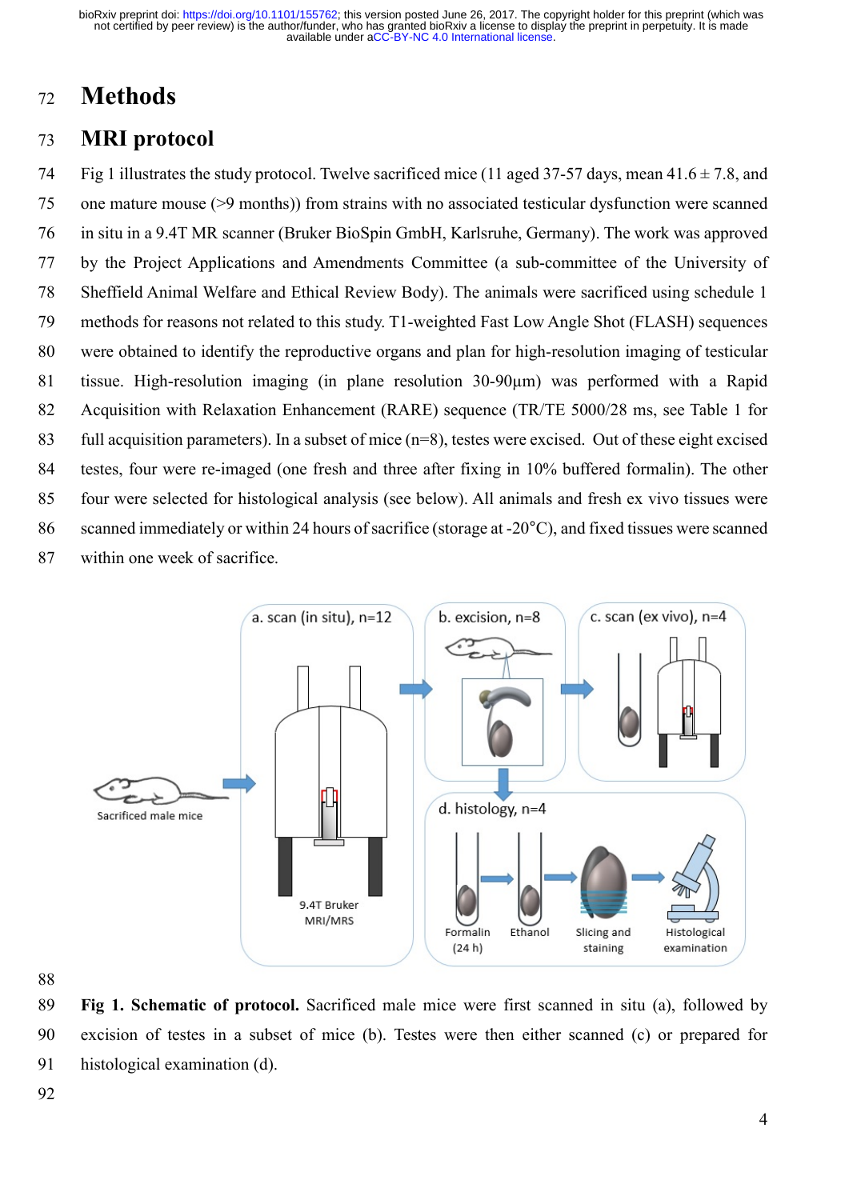# Methods

## MRI protocol

Fig 1 illustrates the study protocol. Twelve sacrificed mice (11 aged 37-57 days, mean 41.6 ± 7.8, and one mature mouse (>9 months)) from strains with no associated testicular dysfunction were scanned in situ in a 9.4T MR scanner (Bruker BioSpin GmbH, Karlsruhe, Germany). The work was approved by the Project Applications and Amendments Committee (a sub-committee of the University of Sheffield Animal Welfare and Ethical Review Body). The animals were sacrificed using schedule 1 methods for reasons not related to this study. T1-weighted Fast Low Angle Shot (FLASH) sequences were obtained to identify the reproductive organs and plan for high-resolution imaging of testicular tissue. High-resolution imaging (in plane resolution 30-90μm) was performed with a Rapid Acquisition with Relaxation Enhancement (RARE) sequence (TR/TE 5000/28 ms, see Table 1 for full acquisition parameters). In a subset of mice (n=8), testes were excised. Out of these eight excised testes, four were re-imaged (one fresh and three after fixing in 10% buffered formalin). The other four were selected for histological analysis (see below). All animals and fresh ex vivo tissues were scanned immediately or within 24 hours of sacrifice (storage at -20°C), and fixed tissues were scanned within one week of sacrifice.

**Fig 1. Schematic of protocol.** Sacrificed male mice were first scanned in situ (a), followed by excision of testes in a subset of mice (b). Testes were then either scanned (c) or prepared for histological examination (d).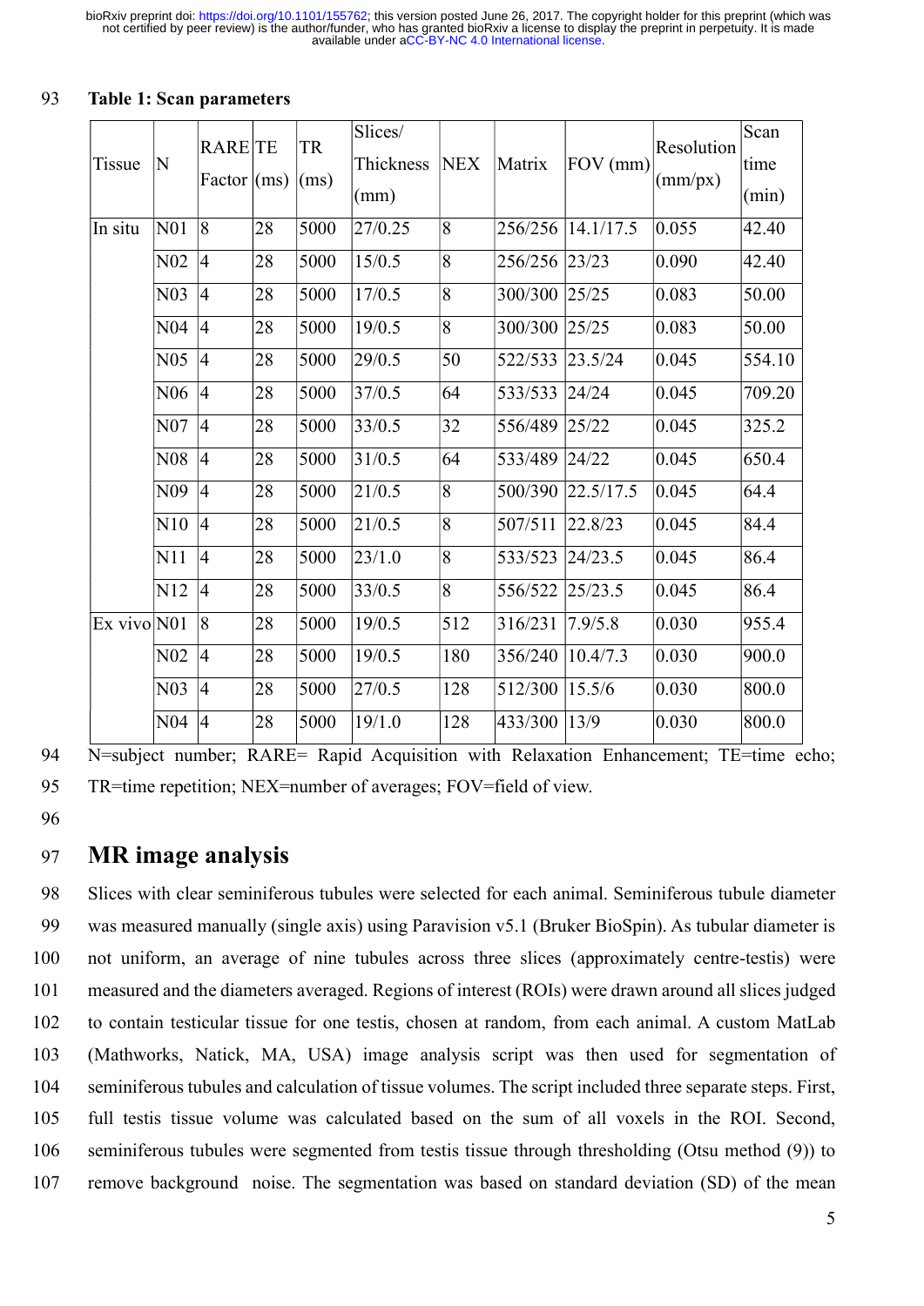**Table 1: Scan parameters**

| Tissue | N | RARE Factor | TE (ms) | TR (ms) | Slices/ Thickness (mm) | NEX | Matrix | FOV (mm) | Resolution (mm/px) | Scan time (min) |
|---|---|---|---|---|---|---|---|---|---|---|
| In situ | N01 | 8 | 28 | 5000 | 27/0.25 | 8 | 256/256 | 14.1/17.5 | 0.055 | 42.40 |
| | N02 | 4 | 28 | 5000 | 15/0.5 | 8 | 256/256 | 23/23 | 0.090 | 42.40 |
| | N03 | 4 | 28 | 5000 | 17/0.5 | 8 | 300/300 | 25/25 | 0.083 | 50.00 |
| | N04 | 4 | 28 | 5000 | 19/0.5 | 8 | 300/300 | 25/25 | 0.083 | 50.00 |
| | N05 | 4 | 28 | 5000 | 29/0.5 | 50 | 522/533 | 23.5/24 | 0.045 | 554.10 |
| | N06 | 4 | 28 | 5000 | 37/0.5 | 64 | 533/533 | 24/24 | 0.045 | 709.20 |
| | N07 | 4 | 28 | 5000 | 33/0.5 | 32 | 556/489 | 25/22 | 0.045 | 325.2 |
| | N08 | 4 | 28 | 5000 | 31/0.5 | 64 | 533/489 | 24/22 | 0.045 | 650.4 |
| | N09 | 4 | 28 | 5000 | 21/0.5 | 8 | 500/390 | 22.5/17.5 | 0.045 | 64.4 |
| | N10 | 4 | 28 | 5000 | 21/0.5 | 8 | 507/511 | 22.8/23 | 0.045 | 84.4 |
| | N11 | 4 | 28 | 5000 | 23/1.0 | 8 | 533/523 | 24/23.5 | 0.045 | 86.4 |
| | N12 | 4 | 28 | 5000 | 33/0.5 | 8 | 556/522 | 25/23.5 | 0.045 | 86.4 |
| Ex vivo | N01 | 8 | 28 | 5000 | 19/0.5 | 512 | 316/231 | 7.9/5.8 | 0.030 | 955.4 |
| | N02 | 4 | 28 | 5000 | 19/0.5 | 180 | 356/240 | 10.4/7.3 | 0.030 | 900.0 |
| | N03 | 4 | 28 | 5000 | 27/0.5 | 128 | 512/300 | 15.5/6 | 0.030 | 800.0 |
| | N04 | 4 | 28 | 5000 | 19/1.0 | 128 | 433/300 | 13/9 | 0.030 | 800.0 |

N=subject number; RARE= Rapid Acquisition with Relaxation Enhancement; TE=time echo; TR=time repetition; NEX=number of averages; FOV=field of view.

## MR image analysis

Slices with clear seminiferous tubules were selected for each animal. Seminiferous tubule diameter was measured manually (single axis) using Paravision v5.1 (Bruker BioSpin). As tubular diameter is not uniform, an average of nine tubules across three slices (approximately centre-testis) were measured and the diameters averaged. Regions of interest (ROIs) were drawn around all slices judged to contain testicular tissue for one testis, chosen at random, from each animal. A custom MatLab (Mathworks, Natick, MA, USA) image analysis script was then used for segmentation of seminiferous tubules and calculation of tissue volumes. The script included three separate steps. First, full testis tissue volume was calculated based on the sum of all voxels in the ROI. Second, seminiferous tubules were segmented from testis tissue through thresholding (Otsu method (9)) to remove background noise. The segmentation was based on standard deviation (SD) of the mean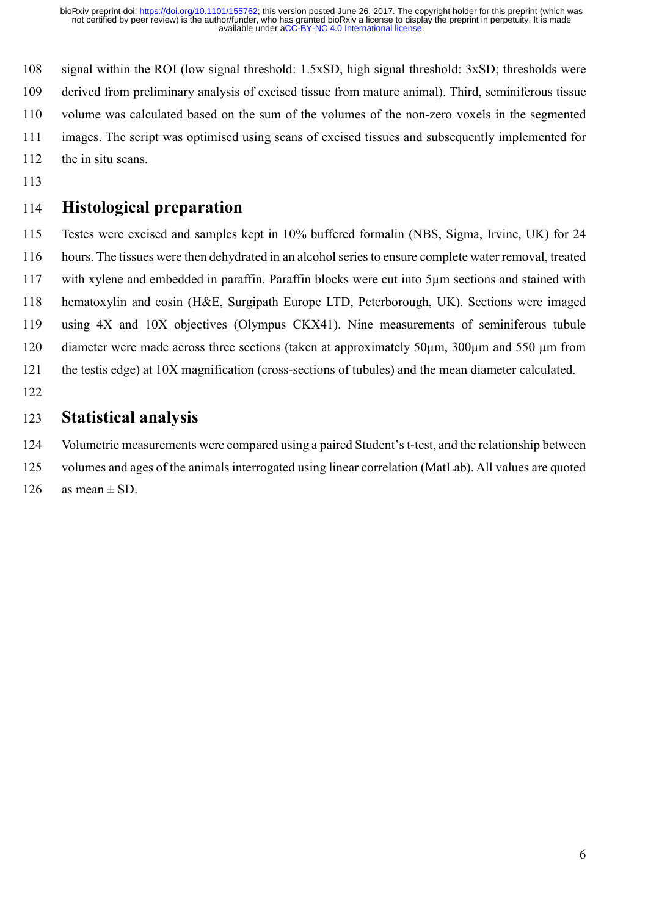signal within the ROI (low signal threshold: 1.5xSD, high signal threshold: 3xSD; thresholds were derived from preliminary analysis of excised tissue from mature animal). Third, seminiferous tissue volume was calculated based on the sum of the volumes of the non-zero voxels in the segmented images. The script was optimised using scans of excised tissues and subsequently implemented for the in situ scans.

## Histological preparation

Testes were excised and samples kept in 10% buffered formalin (NBS, Sigma, Irvine, UK) for 24 hours. The tissues were then dehydrated in an alcohol series to ensure complete water removal, treated with xylene and embedded in paraffin. Paraffin blocks were cut into 5μm sections and stained with hematoxylin and eosin (H&E, Surgipath Europe LTD, Peterborough, UK). Sections were imaged using 4X and 10X objectives (Olympus CKX41). Nine measurements of seminiferous tubule diameter were made across three sections (taken at approximately 50μm, 300μm and 550 μm from the testis edge) at 10X magnification (cross-sections of tubules) and the mean diameter calculated.

## Statistical analysis

Volumetric measurements were compared using a paired Student's t-test, and the relationship between volumes and ages of the animals interrogated using linear correlation (MatLab). All values are quoted as mean ± SD.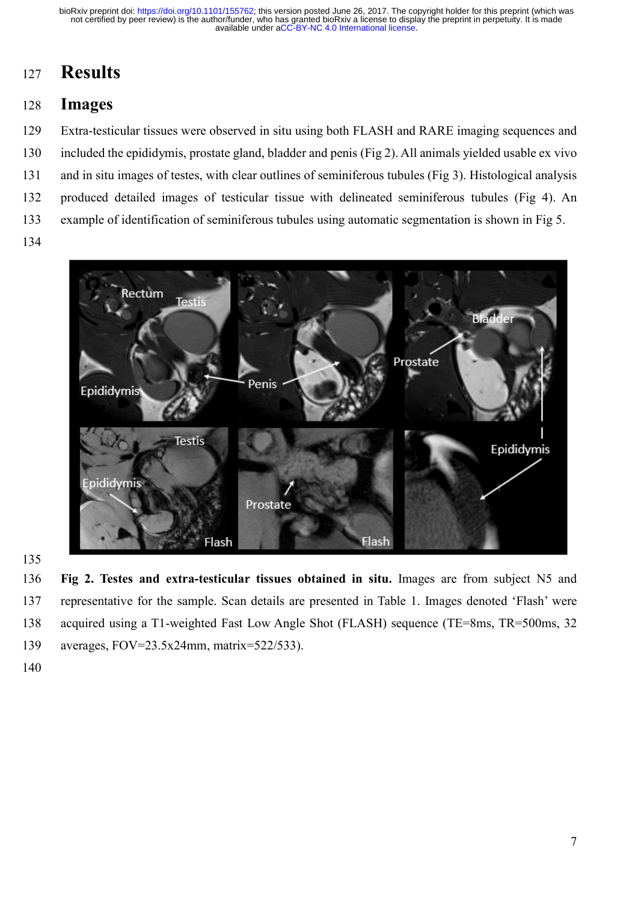# Results

## Images

Extra-testicular tissues were observed in situ using both FLASH and RARE imaging sequences and included the epididymis, prostate gland, bladder and penis (Fig 2). All animals yielded usable ex vivo and in situ images of testes, with clear outlines of seminiferous tubules (Fig 3). Histological analysis produced detailed images of testicular tissue with delineated seminiferous tubules (Fig 4). An example of identification of seminiferous tubules using automatic segmentation is shown in Fig 5.

**Fig 2. Testes and extra-testicular tissues obtained in situ.** Images are from subject N5 and representative for the sample. Scan details are presented in Table 1. Images denoted 'Flash' were acquired using a T1-weighted Fast Low Angle Shot (FLASH) sequence (TE=8ms, TR=500ms, 32 averages, FOV=23.5x24mm, matrix=522/533).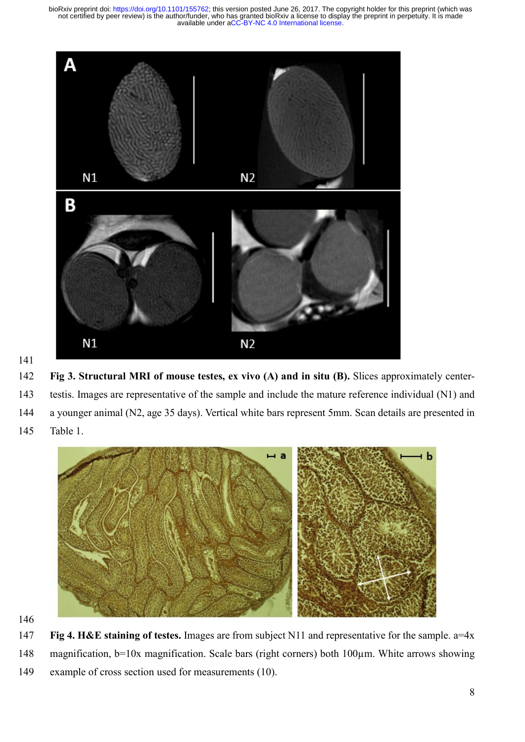**Fig 3. Structural MRI of mouse testes, ex vivo (A) and in situ (B).** Slices approximately center-testis. Images are representative of the sample and include the mature reference individual (N1) and a younger animal (N2, age 35 days). Vertical white bars represent 5mm. Scan details are presented in Table 1.

**Fig 4. H&E staining of testes.** Images are from subject N11 and representative for the sample. a=4x magnification, b=10x magnification. Scale bars (right corners) both 100µm. White arrows showing example of cross section used for measurements (10).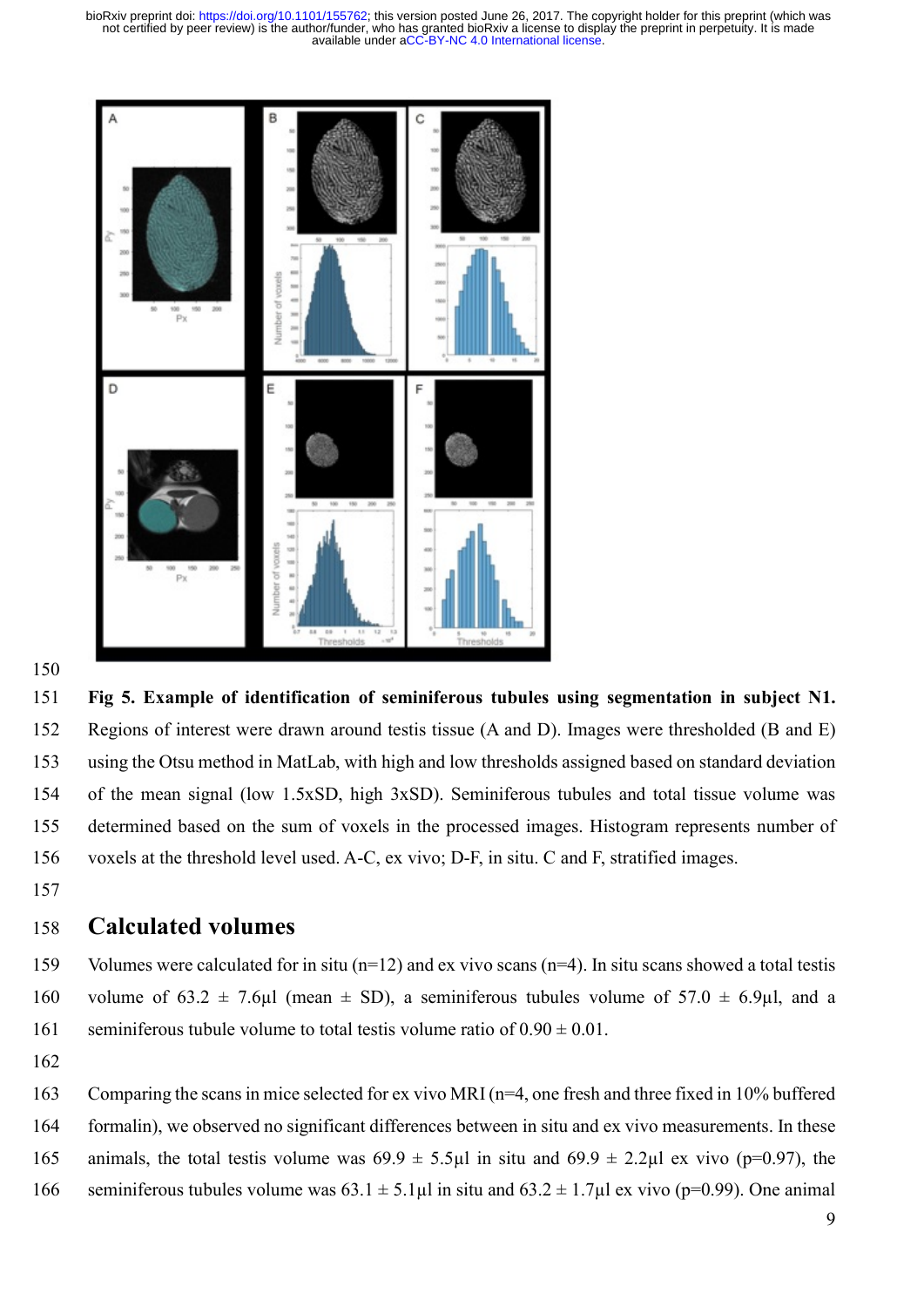**Fig 5. Example of identification of seminiferous tubules using segmentation in subject N1.** Regions of interest were drawn around testis tissue (A and D). Images were thresholded (B and E) using the Otsu method in MatLab, with high and low thresholds assigned based on standard deviation of the mean signal (low 1.5xSD, high 3xSD). Seminiferous tubules and total tissue volume was determined based on the sum of voxels in the processed images. Histogram represents number of voxels at the threshold level used. A-C, ex vivo; D-F, in situ. C and F, stratified images.

## Calculated volumes

Volumes were calculated for in situ (n=12) and ex vivo scans (n=4). In situ scans showed a total testis volume of 63.2 ± 7.6µl (mean ± SD), a seminiferous tubules volume of 57.0 ± 6.9µl, and a seminiferous tubule volume to total testis volume ratio of 0.90 ± 0.01.

Comparing the scans in mice selected for ex vivo MRI (n=4, one fresh and three fixed in 10% buffered formalin), we observed no significant differences between in situ and ex vivo measurements. In these animals, the total testis volume was 69.9 ± 5.5µl in situ and 69.9 ± 2.2µl ex vivo (p=0.97), the seminiferous tubules volume was 63.1 ± 5.1µl in situ and 63.2 ± 1.7µl ex vivo (p=0.99). One animal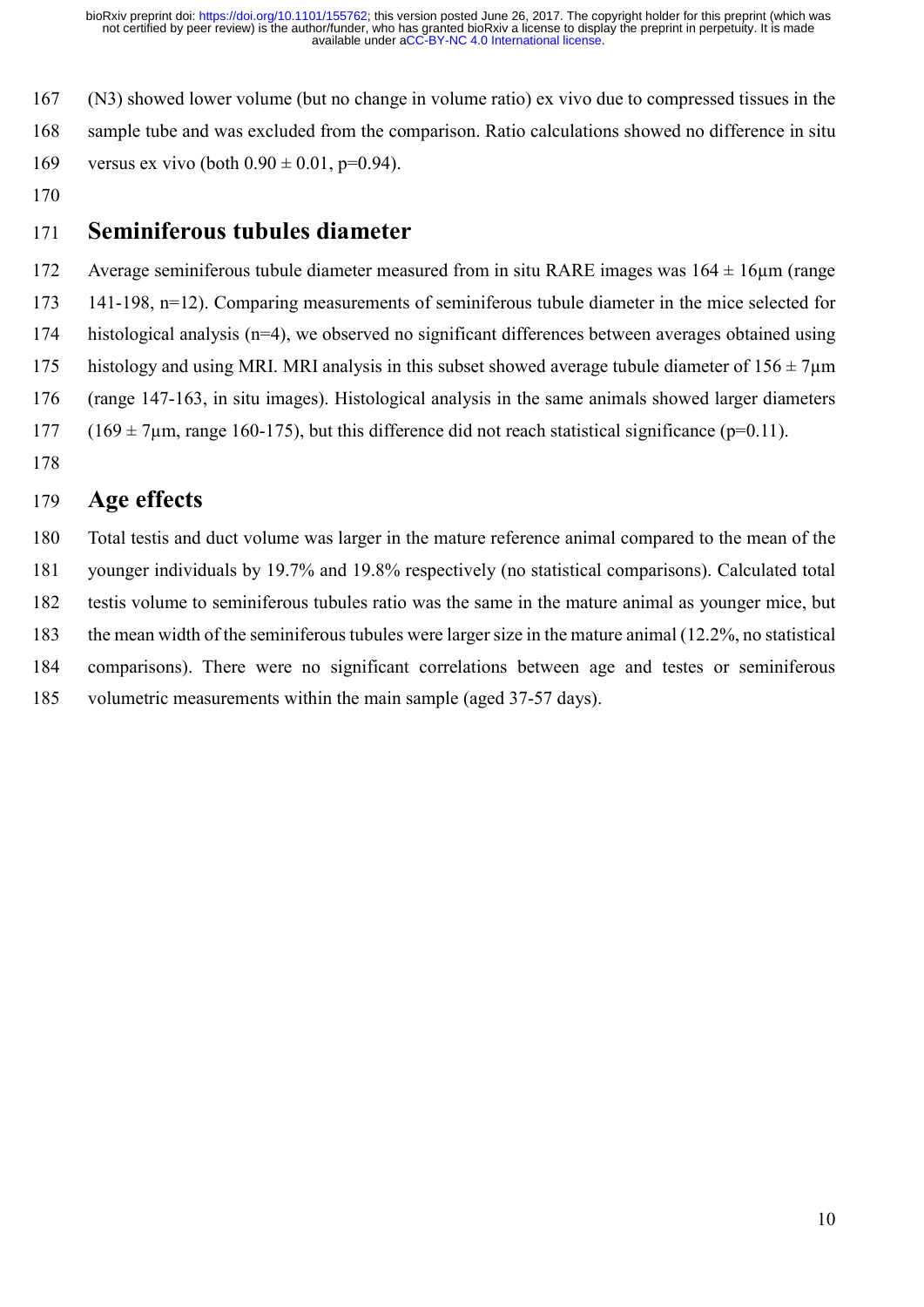(N3) showed lower volume (but no change in volume ratio) ex vivo due to compressed tissues in the sample tube and was excluded from the comparison. Ratio calculations showed no difference in situ versus ex vivo (both $0.90 \pm 0.01$, $p=0.94$).

## Seminiferous tubules diameter

Average seminiferous tubule diameter measured from in situ RARE images was $164 \pm 16\mu m$ (range 141-198, n=12). Comparing measurements of seminiferous tubule diameter in the mice selected for histological analysis (n=4), we observed no significant differences between averages obtained using histology and using MRI. MRI analysis in this subset showed average tubule diameter of $156 \pm 7\mu m$ (range 147-163, in situ images). Histological analysis in the same animals showed larger diameters ($169 \pm 7\mu m$, range 160-175), but this difference did not reach statistical significance ($p=0.11$).

## Age effects

Total testis and duct volume was larger in the mature reference animal compared to the mean of the younger individuals by 19.7% and 19.8% respectively (no statistical comparisons). Calculated total testis volume to seminiferous tubules ratio was the same in the mature animal as younger mice, but the mean width of the seminiferous tubules were larger size in the mature animal (12.2%, no statistical comparisons). There were no significant correlations between age and testes or seminiferous volumetric measurements within the main sample (aged 37-57 days).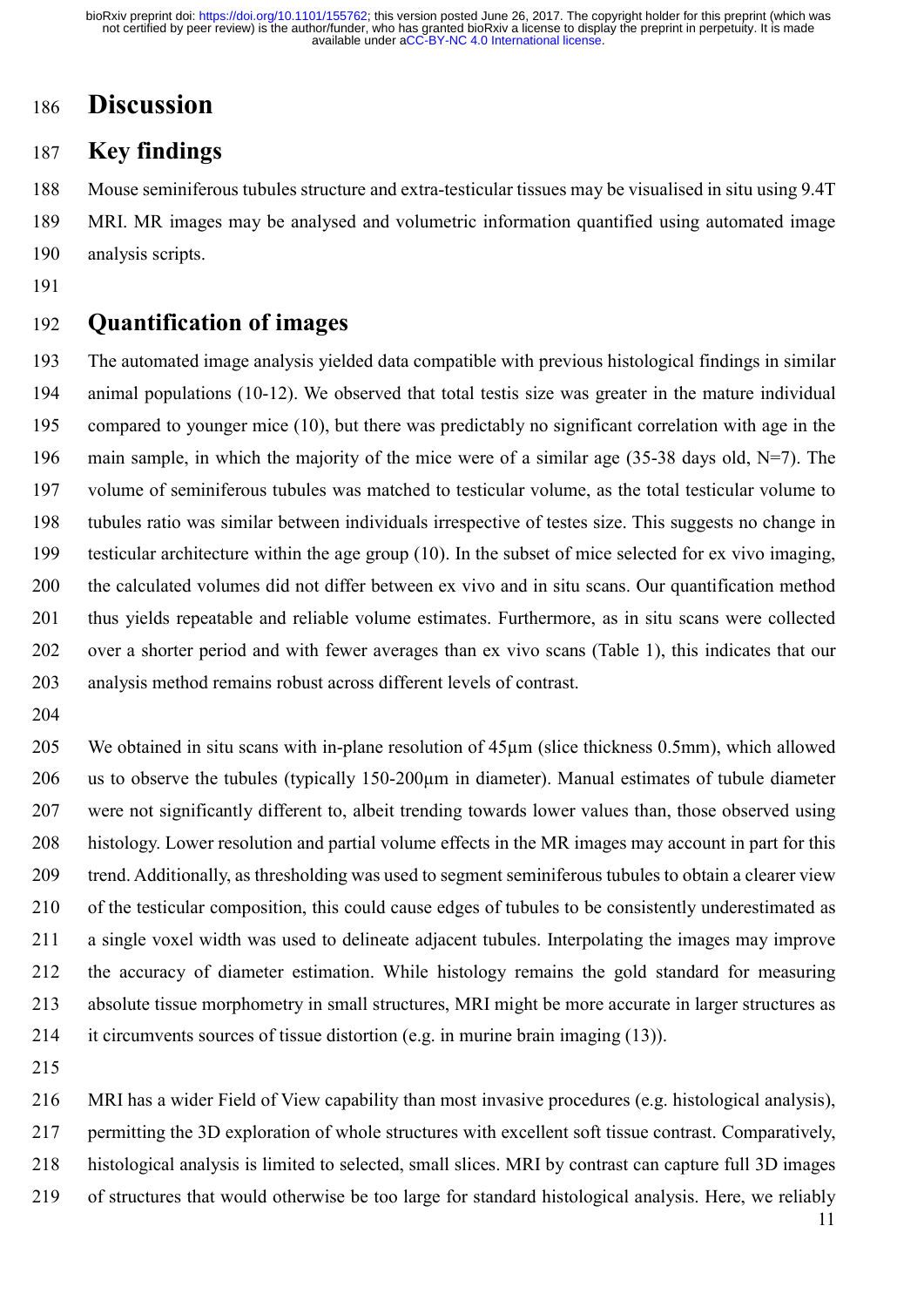# Discussion

## Key findings

Mouse seminiferous tubules structure and extra-testicular tissues may be visualised in situ using 9.4T MRI. MR images may be analysed and volumetric information quantified using automated image analysis scripts.

## Quantification of images

The automated image analysis yielded data compatible with previous histological findings in similar animal populations (10-12). We observed that total testis size was greater in the mature individual compared to younger mice (10), but there was predictably no significant correlation with age in the main sample, in which the majority of the mice were of a similar age (35-38 days old, N=7). The volume of seminiferous tubules was matched to testicular volume, as the total testicular volume to tubules ratio was similar between individuals irrespective of testes size. This suggests no change in testicular architecture within the age group (10). In the subset of mice selected for ex vivo imaging, the calculated volumes did not differ between ex vivo and in situ scans. Our quantification method thus yields repeatable and reliable volume estimates. Furthermore, as in situ scans were collected over a shorter period and with fewer averages than ex vivo scans (Table 1), this indicates that our analysis method remains robust across different levels of contrast.

We obtained in situ scans with in-plane resolution of 45µm (slice thickness 0.5mm), which allowed us to observe the tubules (typically 150-200µm in diameter). Manual estimates of tubule diameter were not significantly different to, albeit trending towards lower values than, those observed using histology. Lower resolution and partial volume effects in the MR images may account in part for this trend. Additionally, as thresholding was used to segment seminiferous tubules to obtain a clearer view of the testicular composition, this could cause edges of tubules to be consistently underestimated as a single voxel width was used to delineate adjacent tubules. Interpolating the images may improve the accuracy of diameter estimation. While histology remains the gold standard for measuring absolute tissue morphometry in small structures, MRI might be more accurate in larger structures as it circumvents sources of tissue distortion (e.g. in murine brain imaging (13)).

MRI has a wider Field of View capability than most invasive procedures (e.g. histological analysis), permitting the 3D exploration of whole structures with excellent soft tissue contrast. Comparatively, histological analysis is limited to selected, small slices. MRI by contrast can capture full 3D images of structures that would otherwise be too large for standard histological analysis. Here, we reliably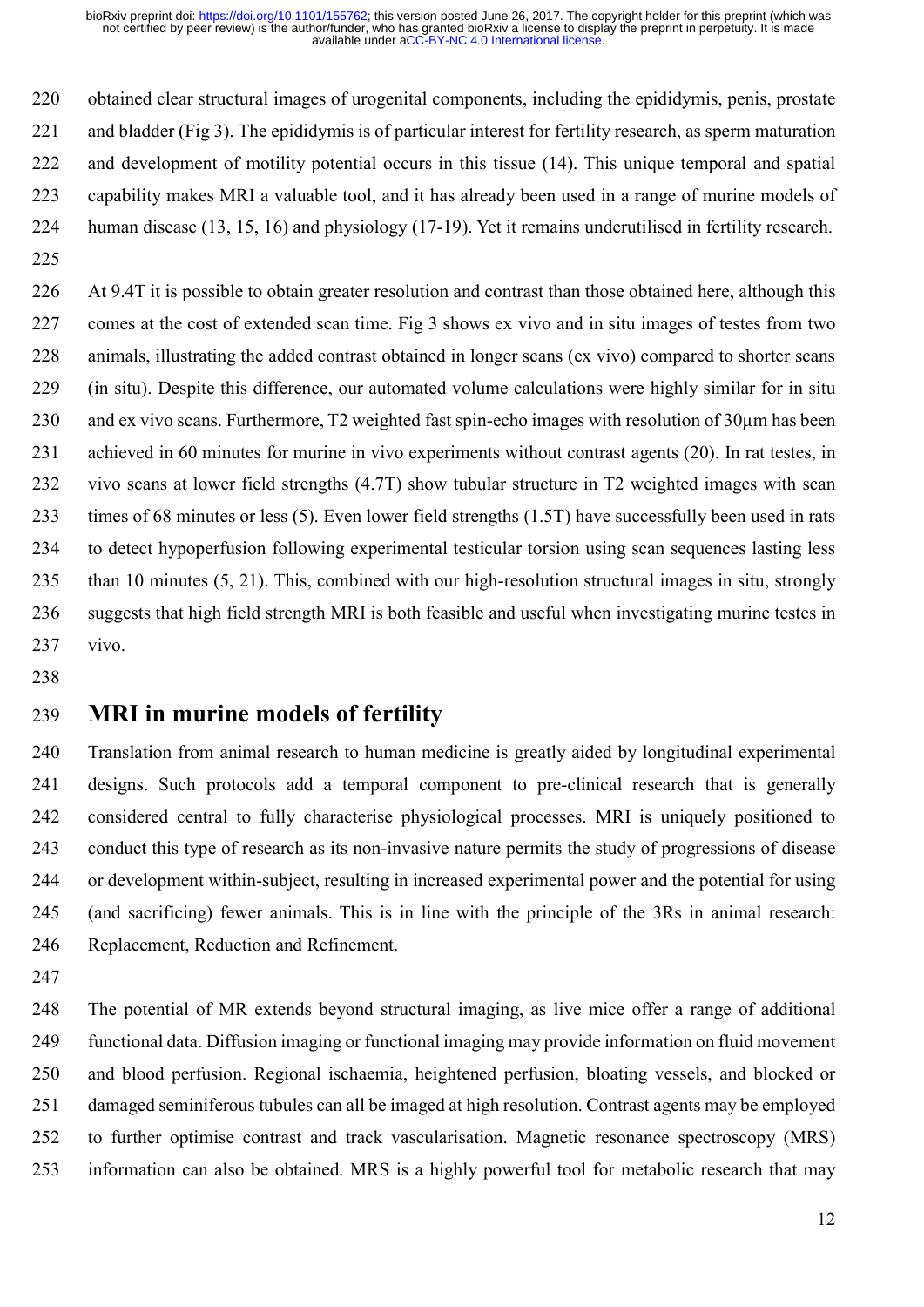obtained clear structural images of urogenital components, including the epididymis, penis, prostate and bladder (Fig 3). The epididymis is of particular interest for fertility research, as sperm maturation and development of motility potential occurs in this tissue (14). This unique temporal and spatial capability makes MRI a valuable tool, and it has already been used in a range of murine models of human disease (13, 15, 16) and physiology (17-19). Yet it remains underutilised in fertility research.

At 9.4T it is possible to obtain greater resolution and contrast than those obtained here, although this comes at the cost of extended scan time. Fig 3 shows ex vivo and in situ images of testes from two animals, illustrating the added contrast obtained in longer scans (ex vivo) compared to shorter scans (in situ). Despite this difference, our automated volume calculations were highly similar for in situ and ex vivo scans. Furthermore, T2 weighted fast spin-echo images with resolution of 30μm has been achieved in 60 minutes for murine in vivo experiments without contrast agents (20). In rat testes, in vivo scans at lower field strengths (4.7T) show tubular structure in T2 weighted images with scan times of 68 minutes or less (5). Even lower field strengths (1.5T) have successfully been used in rats to detect hypoperfusion following experimental testicular torsion using scan sequences lasting less than 10 minutes (5, 21). This, combined with our high-resolution structural images in situ, strongly suggests that high field strength MRI is both feasible and useful when investigating murine testes in vivo.

## MRI in murine models of fertility

Translation from animal research to human medicine is greatly aided by longitudinal experimental designs. Such protocols add a temporal component to pre-clinical research that is generally considered central to fully characterise physiological processes. MRI is uniquely positioned to conduct this type of research as its non-invasive nature permits the study of progressions of disease or development within-subject, resulting in increased experimental power and the potential for using (and sacrificing) fewer animals. This is in line with the principle of the 3Rs in animal research: Replacement, Reduction and Refinement.

The potential of MR extends beyond structural imaging, as live mice offer a range of additional functional data. Diffusion imaging or functional imaging may provide information on fluid movement and blood perfusion. Regional ischaemia, heightened perfusion, bloating vessels, and blocked or damaged seminiferous tubules can all be imaged at high resolution. Contrast agents may be employed to further optimise contrast and track vascularisation. Magnetic resonance spectroscopy (MRS) information can also be obtained. MRS is a highly powerful tool for metabolic research that may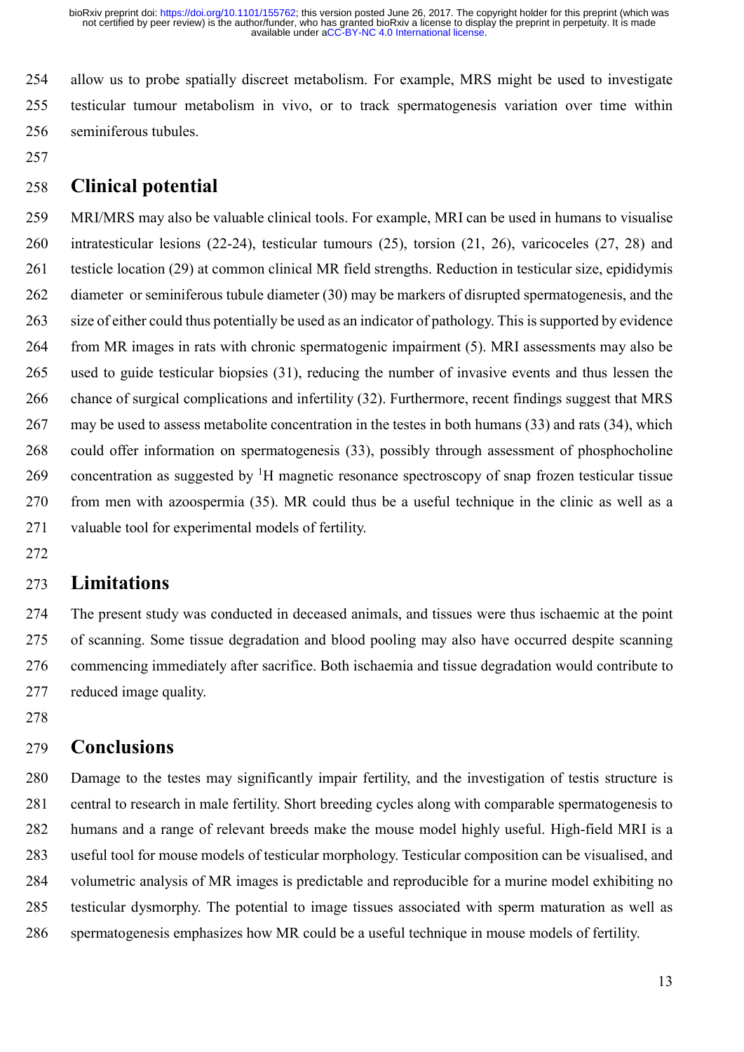allow us to probe spatially discreet metabolism. For example, MRS might be used to investigate testicular tumour metabolism in vivo, or to track spermatogenesis variation over time within seminiferous tubules.

## Clinical potential

MRI/MRS may also be valuable clinical tools. For example, MRI can be used in humans to visualise intratesticular lesions (22-24), testicular tumours (25), torsion (21, 26), varicoceles (27, 28) and testicle location (29) at common clinical MR field strengths. Reduction in testicular size, epididymis diameter or seminiferous tubule diameter (30) may be markers of disrupted spermatogenesis, and the size of either could thus potentially be used as an indicator of pathology. This is supported by evidence from MR images in rats with chronic spermatogenic impairment (5). MRI assessments may also be used to guide testicular biopsies (31), reducing the number of invasive events and thus lessen the chance of surgical complications and infertility (32). Furthermore, recent findings suggest that MRS may be used to assess metabolite concentration in the testes in both humans (33) and rats (34), which could offer information on spermatogenesis (33), possibly through assessment of phosphocholine concentration as suggested by $^{1}$H magnetic resonance spectroscopy of snap frozen testicular tissue from men with azoospermia (35). MR could thus be a useful technique in the clinic as well as a valuable tool for experimental models of fertility.

## Limitations

The present study was conducted in deceased animals, and tissues were thus ischaemic at the point of scanning. Some tissue degradation and blood pooling may also have occurred despite scanning commencing immediately after sacrifice. Both ischaemia and tissue degradation would contribute to reduced image quality.

## Conclusions

Damage to the testes may significantly impair fertility, and the investigation of testis structure is central to research in male fertility. Short breeding cycles along with comparable spermatogenesis to humans and a range of relevant breeds make the mouse model highly useful. High-field MRI is a useful tool for mouse models of testicular morphology. Testicular composition can be visualised, and volumetric analysis of MR images is predictable and reproducible for a murine model exhibiting no testicular dysmorphy. The potential to image tissues associated with sperm maturation as well as spermatogenesis emphasizes how MR could be a useful technique in mouse models of fertility.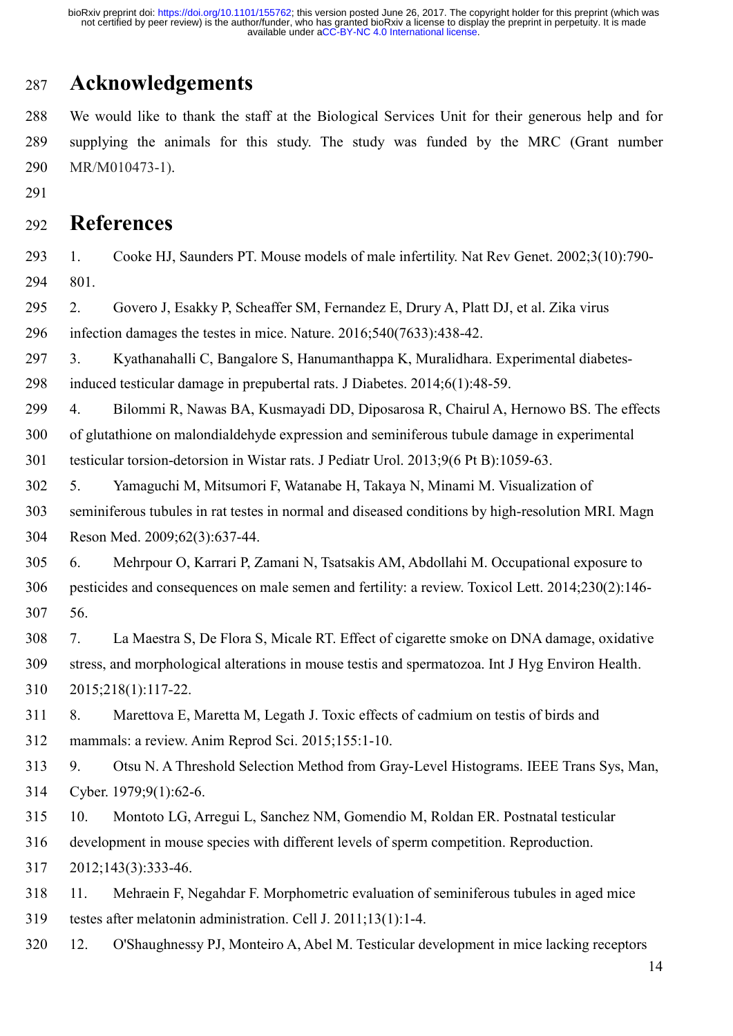# Acknowledgements

We would like to thank the staff at the Biological Services Unit for their generous help and for supplying the animals for this study. The study was funded by the MRC (Grant number MR/M010473-1).

# References

1. Cooke HJ, Saunders PT. Mouse models of male infertility. Nat Rev Genet. 2002;3(10):790-801.
2. Govero J, Esakky P, Scheaffer SM, Fernandez E, Drury A, Platt DJ, et al. Zika virus infection damages the testes in mice. Nature. 2016;540(7633):438-42.
3. Kyathanahalli C, Bangalore S, Hanumanthappa K, Muralidhara. Experimental diabetes-induced testicular damage in prepubertal rats. J Diabetes. 2014;6(1):48-59.
4. Bilommi R, Nawas BA, Kusmayadi DD, Diposarosa R, Chairul A, Hernowo BS. The effects of glutathione on malondialdehyde expression and seminiferous tubule damage in experimental testicular torsion-detorsion in Wistar rats. J Pediatr Urol. 2013;9(6 Pt B):1059-63.
5. Yamaguchi M, Mitsumori F, Watanabe H, Takaya N, Minami M. Visualization of seminiferous tubules in rat testes in normal and diseased conditions by high-resolution MRI. Magn Reson Med. 2009;62(3):637-44.
6. Mehrpour O, Karrari P, Zamani N, Tsatsakis AM, Abdollahi M. Occupational exposure to pesticides and consequences on male semen and fertility: a review. Toxicol Lett. 2014;230(2):146-56.
7. La Maestra S, De Flora S, Micale RT. Effect of cigarette smoke on DNA damage, oxidative stress, and morphological alterations in mouse testis and spermatozoa. Int J Hyg Environ Health. 2015;218(1):117-22.
8. Marettova E, Maretta M, Legath J. Toxic effects of cadmium on testis of birds and mammals: a review. Anim Reprod Sci. 2015;155:1-10.
9. Otsu N. A Threshold Selection Method from Gray-Level Histograms. IEEE Trans Sys, Man, Cyber. 1979;9(1):62-6.
10. Montoto LG, Arregui L, Sanchez NM, Gomendio M, Roldan ER. Postnatal testicular development in mouse species with different levels of sperm competition. Reproduction. 2012;143(3):333-46.
11. Mehraein F, Negahdar F. Morphometric evaluation of seminiferous tubules in aged mice testes after melatonin administration. Cell J. 2011;13(1):1-4.
12. O'Shaughnessy PJ, Monteiro A, Abel M. Testicular development in mice lacking receptors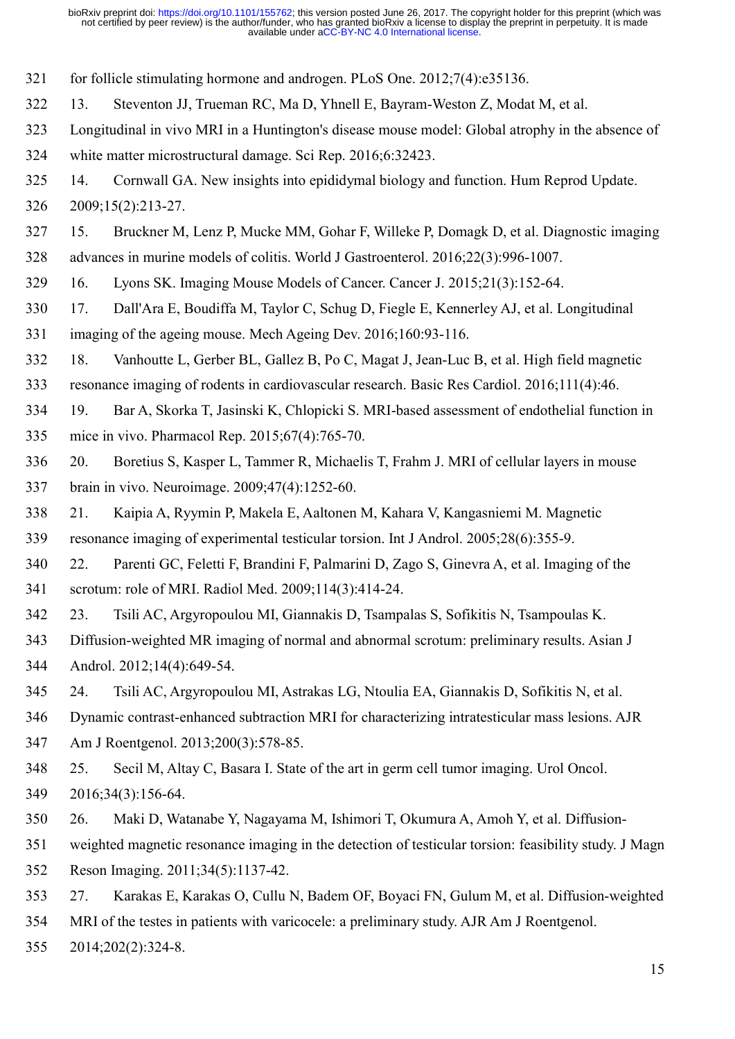for follicle stimulating hormone and androgen. PLoS One. 2012;7(4):e35136.

13. Steventon JJ, Trueman RC, Ma D, Yhnell E, Bayram-Weston Z, Modat M, et al. Longitudinal in vivo MRI in a Huntington's disease mouse model: Global atrophy in the absence of white matter microstructural damage. Sci Rep. 2016;6:32423.

14. Cornwall GA. New insights into epididymal biology and function. Hum Reprod Update. 2009;15(2):213-27.

15. Bruckner M, Lenz P, Mucke MM, Gohar F, Willeke P, Domagk D, et al. Diagnostic imaging advances in murine models of colitis. World J Gastroenterol. 2016;22(3):996-1007.

16. Lyons SK. Imaging Mouse Models of Cancer. Cancer J. 2015;21(3):152-64.

17. Dall'Ara E, Boudiffa M, Taylor C, Schug D, Fiegle E, Kennerley AJ, et al. Longitudinal imaging of the ageing mouse. Mech Ageing Dev. 2016;160:93-116.

18. Vanhoutte L, Gerber BL, Gallez B, Po C, Magat J, Jean-Luc B, et al. High field magnetic resonance imaging of rodents in cardiovascular research. Basic Res Cardiol. 2016;111(4):46.

19. Bar A, Skorka T, Jasinski K, Chlopicki S. MRI-based assessment of endothelial function in mice in vivo. Pharmacol Rep. 2015;67(4):765-70.

20. Boretius S, Kasper L, Tammer R, Michaelis T, Frahm J. MRI of cellular layers in mouse brain in vivo. Neuroimage. 2009;47(4):1252-60.

21. Kaipia A, Ryymin P, Makela E, Aaltonen M, Kahara V, Kangasniemi M. Magnetic resonance imaging of experimental testicular torsion. Int J Androl. 2005;28(6):355-9.

22. Parenti GC, Feletti F, Brandini F, Palmarini D, Zago S, Ginevra A, et al. Imaging of the scrotum: role of MRI. Radiol Med. 2009;114(3):414-24.

23. Tsili AC, Argyropoulou MI, Giannakis D, Tsampalas S, Sofikitis N, Tsampoulas K. Diffusion-weighted MR imaging of normal and abnormal scrotum: preliminary results. Asian J Androl. 2012;14(4):649-54.

24. Tsili AC, Argyropoulou MI, Astrakas LG, Ntoulia EA, Giannakis D, Sofikitis N, et al. Dynamic contrast-enhanced subtraction MRI for characterizing intratesticular mass lesions. AJR Am J Roentgenol. 2013;200(3):578-85.

25. Secil M, Altay C, Basara I. State of the art in germ cell tumor imaging. Urol Oncol. 2016;34(3):156-64.

26. Maki D, Watanabe Y, Nagayama M, Ishimori T, Okumura A, Amoh Y, et al. Diffusion-weighted magnetic resonance imaging in the detection of testicular torsion: feasibility study. J Magn Reson Imaging. 2011;34(5):1137-42.

27. Karakas E, Karakas O, Cullu N, Badem OF, Boyaci FN, Gulum M, et al. Diffusion-weighted MRI of the testes in patients with varicocele: a preliminary study. AJR Am J Roentgenol. 2014;202(2):324-8.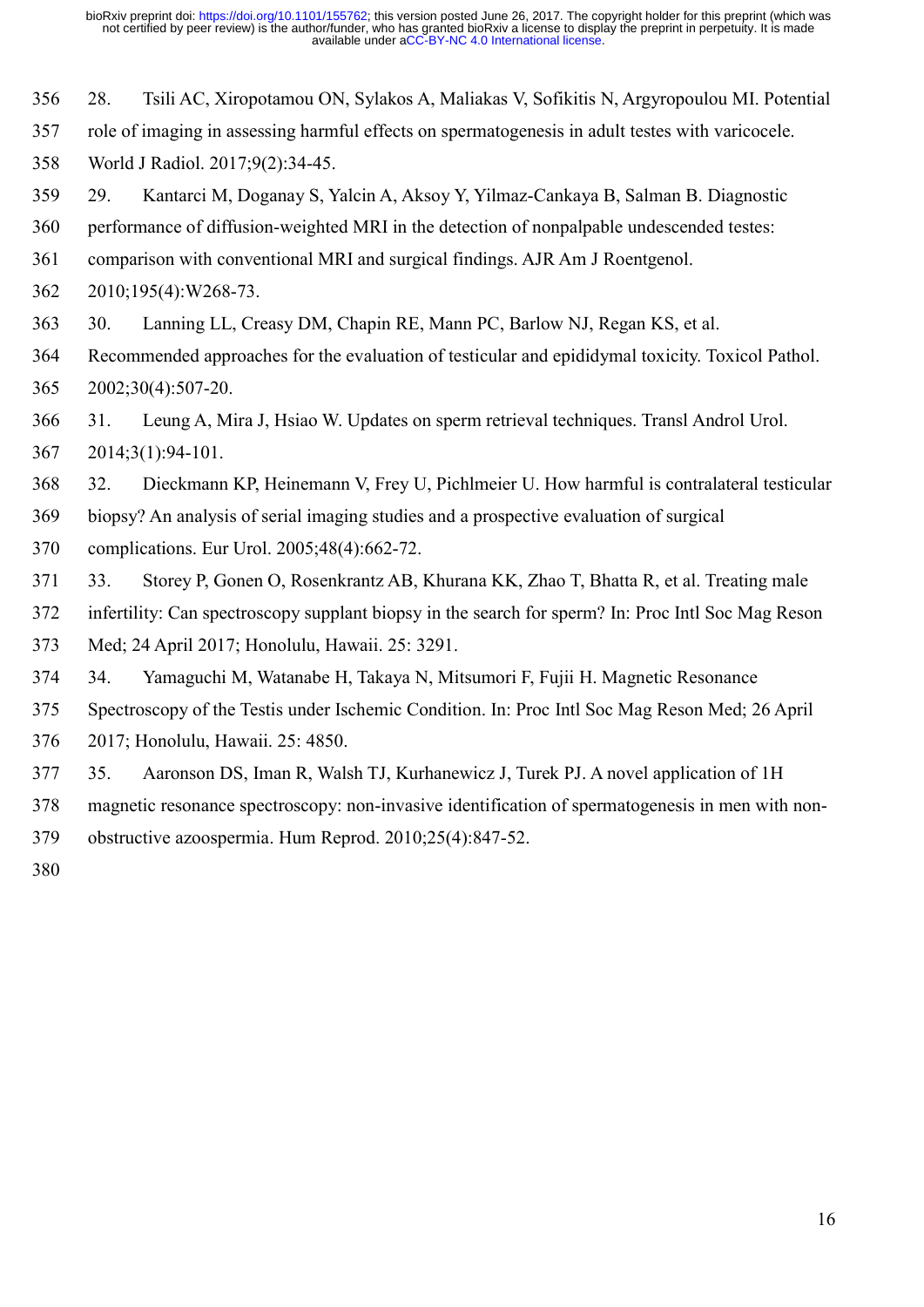28. Tsili AC, Xiropotamou ON, Sylakos A, Maliakas V, Sofikitis N, Argyropoulou MI. Potential role of imaging in assessing harmful effects on spermatogenesis in adult testes with varicocele. World J Radiol. 2017;9(2):34-45.

29. Kantarci M, Doganay S, Yalcin A, Aksoy Y, Yilmaz-Cankaya B, Salman B. Diagnostic performance of diffusion-weighted MRI in the detection of nonpalpable undescended testes: comparison with conventional MRI and surgical findings. AJR Am J Roentgenol. 2010;195(4):W268-73.

30. Lanning LL, Creasy DM, Chapin RE, Mann PC, Barlow NJ, Regan KS, et al. Recommended approaches for the evaluation of testicular and epididymal toxicity. Toxicol Pathol. 2002;30(4):507-20.

31. Leung A, Mira J, Hsiao W. Updates on sperm retrieval techniques. Transl Androl Urol. 2014;3(1):94-101.

32. Dieckmann KP, Heinemann V, Frey U, Pichlmeier U. How harmful is contralateral testicular biopsy? An analysis of serial imaging studies and a prospective evaluation of surgical complications. Eur Urol. 2005;48(4):662-72.

33. Storey P, Gonen O, Rosenkrantz AB, Khurana KK, Zhao T, Bhatta R, et al. Treating male infertility: Can spectroscopy supplant biopsy in the search for sperm? In: Proc Intl Soc Mag Reson Med; 24 April 2017; Honolulu, Hawaii. 25: 3291.

34. Yamaguchi M, Watanabe H, Takaya N, Mitsumori F, Fujii H. Magnetic Resonance Spectroscopy of the Testis under Ischemic Condition. In: Proc Intl Soc Mag Reson Med; 26 April 2017; Honolulu, Hawaii. 25: 4850.

35. Aaronson DS, Iman R, Walsh TJ, Kurhanewicz J, Turek PJ. A novel application of 1H magnetic resonance spectroscopy: non-invasive identification of spermatogenesis in men with non-obstructive azoospermia. Hum Reprod. 2010;25(4):847-52.